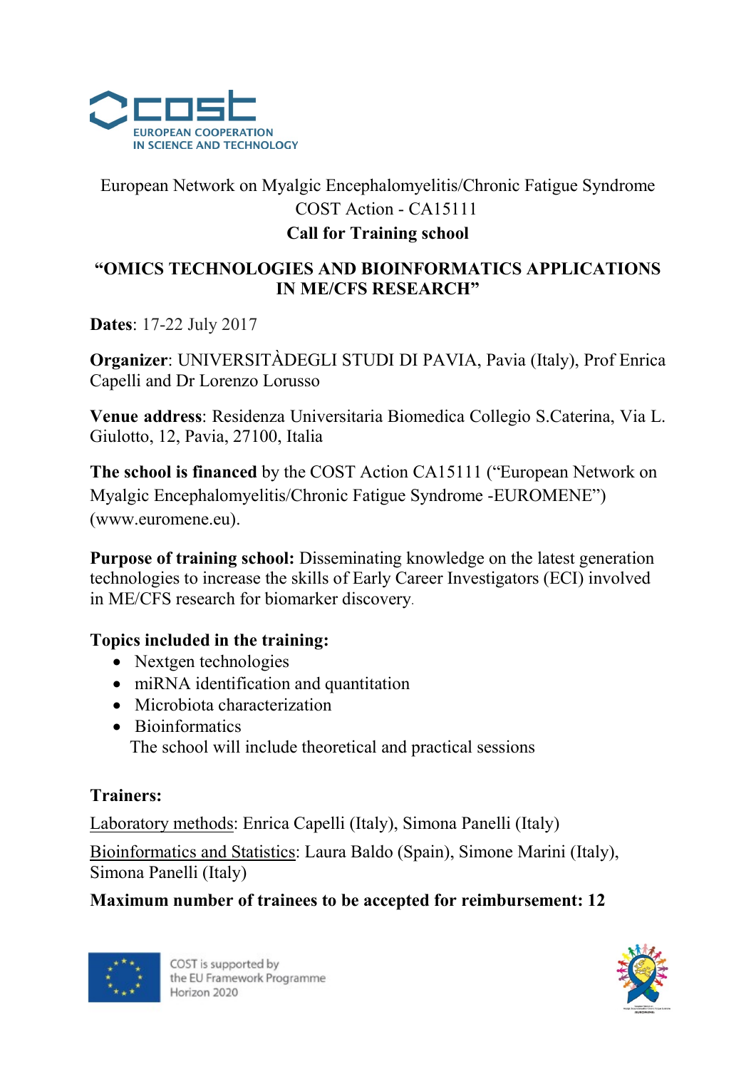COST
EUROPEAN COOPERATION
IN SCIENCE AND TECHNOLOGY

European Network on Myalgic Encephalomyelitis/Chronic Fatigue Syndrome

COST Action - CA15111

**Call for Training school**

## "OMICS TECHNOLOGIES AND BIOINFORMATICS APPLICATIONS IN ME/CFS RESEARCH"

**Dates**: 17-22 July 2017

**Organizer**: UNIVERSITÀDEGLI STUDI DI PAVIA, Pavia (Italy), Prof Enrica Capelli and Dr Lorenzo Lorusso

**Venue address**: Residenza Universitaria Biomedica Collegio S.Caterina, Via L. Giulotto, 12, Pavia, 27100, Italia

**The school is financed** by the COST Action CA15111 ("European Network on Myalgic Encephalomyelitis/Chronic Fatigue Syndrome -EUROMENE") (www.euromene.eu).

**Purpose of training school:** Disseminating knowledge on the latest generation technologies to increase the skills of Early Career Investigators (ECI) involved in ME/CFS research for biomarker discovery.

**Topics included in the training:**

- Nextgen technologies
- miRNA identification and quantitation
- Microbiota characterization
- Bioinformatics

The school will include theoretical and practical sessions

**Trainers:**

Laboratory methods: Enrica Capelli (Italy), Simona Panelli (Italy)

Bioinformatics and Statistics: Laura Baldo (Spain), Simone Marini (Italy), Simona Panelli (Italy)

**Maximum number of trainees to be accepted for reimbursement: 12**

COST is supported by the EU Framework Programme Horizon 2020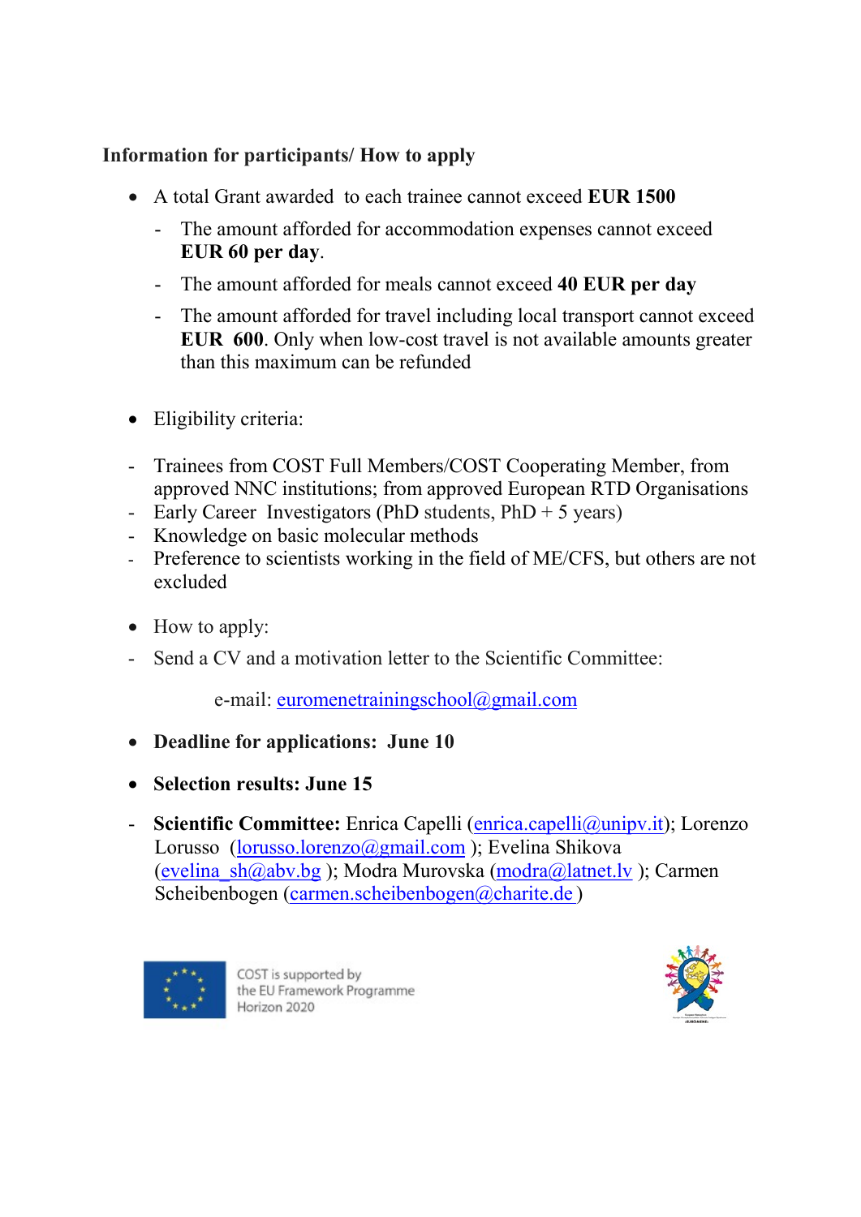**Information for participants/ How to apply**

- A total Grant awarded to each trainee cannot exceed **EUR 1500**
  - The amount afforded for accommodation expenses cannot exceed **EUR 60 per day**.
  - The amount afforded for meals cannot exceed **40 EUR per day**
  - The amount afforded for travel including local transport cannot exceed **EUR 600**. Only when low-cost travel is not available amounts greater than this maximum can be refunded

- Eligibility criteria:

- Trainees from COST Full Members/COST Cooperating Member, from approved NNC institutions; from approved European RTD Organisations
- Early Career Investigators (PhD students, PhD + 5 years)
- Knowledge on basic molecular methods
- Preference to scientists working in the field of ME/CFS, but others are not excluded

- How to apply:

- Send a CV and a motivation letter to the Scientific Committee:

  e-mail: euromenetrainingschool@gmail.com

- **Deadline for applications: June 10**

- **Selection results: June 15**

- **Scientific Committee:** Enrica Capelli (enrica.capelli@unipv.it); Lorenzo Lorusso (lorusso.lorenzo@gmail.com ); Evelina Shikova (evelina_sh@abv.bg ); Modra Murovska (modra@latnet.lv ); Carmen Scheibenbogen (carmen.scheibenbogen@charite.de )

COST is supported by the EU Framework Programme Horizon 2020